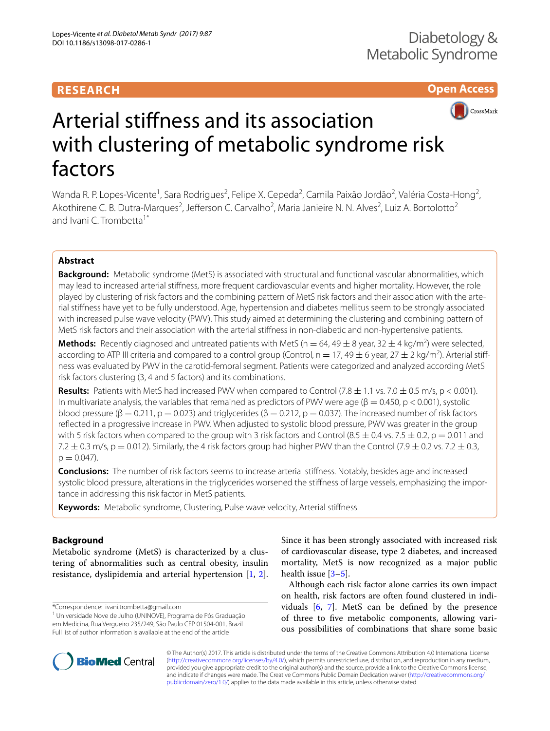RESEARCH

Open Access

# Arterial stiffness and its association with clustering of metabolic syndrome risk factors

Wanda R. P. Lopes-Vicente[1], Sara Rodrigues[2], Felipe X. Cepeda[2], Camila Paixão Jordão[2], Valéria Costa-Hong[2], Akothirene C. B. Dutra-Marques[2], Jefferson C. Carvalho[2], Maria Janieire N. N. Alves[2], Luiz A. Bortolotto[2] and Ivani C. Trombetta[1*]

## Abstract

**Background:** Metabolic syndrome (MetS) is associated with structural and functional vascular abnormalities, which may lead to increased arterial stiffness, more frequent cardiovascular events and higher mortality. However, the role played by clustering of risk factors and the combining pattern of MetS risk factors and their association with the arterial stiffness have yet to be fully understood. Age, hypertension and diabetes mellitus seem to be strongly associated with increased pulse wave velocity (PWV). This study aimed at determining the clustering and combining pattern of MetS risk factors and their association with the arterial stiffness in non-diabetic and non-hypertensive patients.

**Methods:** Recently diagnosed and untreated patients with MetS (n = 64, 49 ± 8 year, 32 ± 4 kg/$m^2$) were selected, according to ATP III criteria and compared to a control group (Control, n = 17, 49 ± 6 year, 27 ± 2 kg/$m^2$). Arterial stiffness was evaluated by PWV in the carotid-femoral segment. Patients were categorized and analyzed according MetS risk factors clustering (3, 4 and 5 factors) and its combinations.

**Results:** Patients with MetS had increased PWV when compared to Control (7.8 ± 1.1 vs. 7.0 ± 0.5 m/s, $p < 0.001$). In multivariate analysis, the variables that remained as predictors of PWV were age ($\beta = 0.450$, $p < 0.001$), systolic blood pressure ($\beta = 0.211$, $p = 0.023$) and triglycerides ($\beta = 0.212$, $p = 0.037$). The increased number of risk factors reflected in a progressive increase in PWV. When adjusted to systolic blood pressure, PWV was greater in the group with 5 risk factors when compared to the group with 3 risk factors and Control (8.5 ± 0.4 vs. 7.5 ± 0.2, $p = 0.011$ and 7.2 ± 0.3 m/s, $p = 0.012$). Similarly, the 4 risk factors group had higher PWV than the Control (7.9 ± 0.2 vs. 7.2 ± 0.3, $p = 0.047$).

**Conclusions:** The number of risk factors seems to increase arterial stiffness. Notably, besides age and increased systolic blood pressure, alterations in the triglycerides worsened the stiffness of large vessels, emphasizing the importance in addressing this risk factor in MetS patients.

**Keywords:** Metabolic syndrome, Clustering, Pulse wave velocity, Arterial stiffness

## Background

Metabolic syndrome (MetS) is characterized by a clustering of abnormalities such as central obesity, insulin resistance, dyslipidemia and arterial hypertension [1, 2]. Since it has been strongly associated with increased risk of cardiovascular disease, type 2 diabetes, and increased mortality, MetS is now recognized as a major public health issue [3–5].

Although each risk factor alone carries its own impact on health, risk factors are often found clustered in individuals [6, 7]. MetS can be defined by the presence of three to five metabolic components, allowing various possibilities of combinations that share some basic

*Correspondence: ivani.trombetta@gmail.com
[1] Universidade Nove de Julho (UNINOVE), Programa de Pós Graduação em Medicina, Rua Vergueiro 235/249, São Paulo CEP 01504-001, Brazil
Full list of author information is available at the end of the article

© The Author(s) 2017. This article is distributed under the terms of the Creative Commons Attribution 4.0 International License (http://creativecommons.org/licenses/by/4.0/), which permits unrestricted use, distribution, and reproduction in any medium, provided you give appropriate credit to the original author(s) and the source, provide a link to the Creative Commons license, and indicate if changes were made. The Creative Commons Public Domain Dedication waiver (http://creativecommons.org/publicdomain/zero/1.0/) applies to the data made available in this article, unless otherwise stated.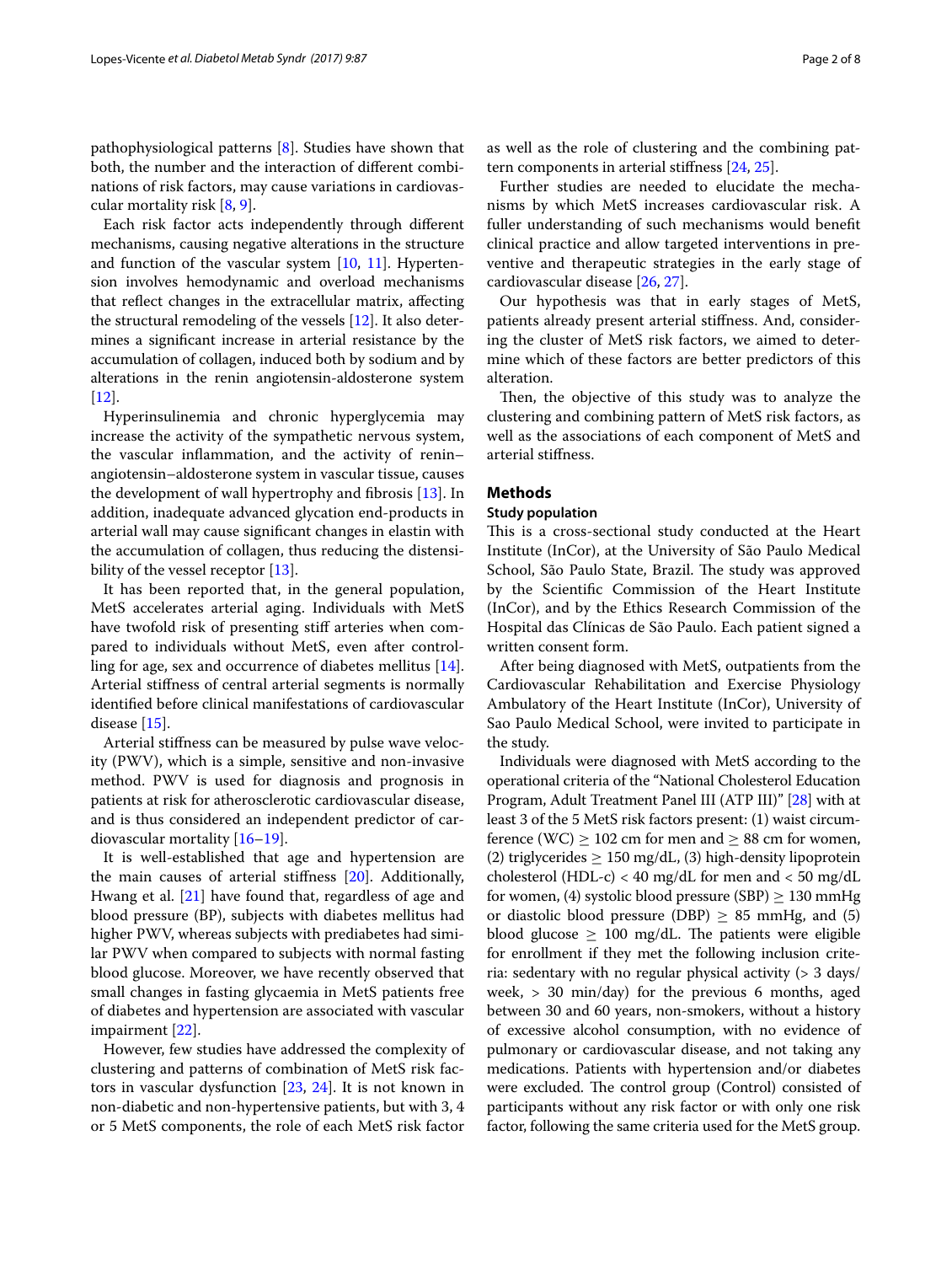pathophysiological patterns [8]. Studies have shown that both, the number and the interaction of different combinations of risk factors, may cause variations in cardiovascular mortality risk [8, 9].

Each risk factor acts independently through different mechanisms, causing negative alterations in the structure and function of the vascular system [10, 11]. Hypertension involves hemodynamic and overload mechanisms that reflect changes in the extracellular matrix, affecting the structural remodeling of the vessels [12]. It also determines a significant increase in arterial resistance by the accumulation of collagen, induced both by sodium and by alterations in the renin angiotensin-aldosterone system [12].

Hyperinsulinemia and chronic hyperglycemia may increase the activity of the sympathetic nervous system, the vascular inflammation, and the activity of renin–angiotensin–aldosterone system in vascular tissue, causes the development of wall hypertrophy and fibrosis [13]. In addition, inadequate advanced glycation end-products in arterial wall may cause significant changes in elastin with the accumulation of collagen, thus reducing the distensibility of the vessel receptor [13].

It has been reported that, in the general population, MetS accelerates arterial aging. Individuals with MetS have twofold risk of presenting stiff arteries when compared to individuals without MetS, even after controlling for age, sex and occurrence of diabetes mellitus [14]. Arterial stiffness of central arterial segments is normally identified before clinical manifestations of cardiovascular disease [15].

Arterial stiffness can be measured by pulse wave velocity (PWV), which is a simple, sensitive and non-invasive method. PWV is used for diagnosis and prognosis in patients at risk for atherosclerotic cardiovascular disease, and is thus considered an independent predictor of cardiovascular mortality [16–19].

It is well-established that age and hypertension are the main causes of arterial stiffness [20]. Additionally, Hwang et al. [21] have found that, regardless of age and blood pressure (BP), subjects with diabetes mellitus had higher PWV, whereas subjects with prediabetes had similar PWV when compared to subjects with normal fasting blood glucose. Moreover, we have recently observed that small changes in fasting glycaemia in MetS patients free of diabetes and hypertension are associated with vascular impairment [22].

However, few studies have addressed the complexity of clustering and patterns of combination of MetS risk factors in vascular dysfunction [23, 24]. It is not known in non-diabetic and non-hypertensive patients, but with 3, 4 or 5 MetS components, the role of each MetS risk factor as well as the role of clustering and the combining pattern components in arterial stiffness [24, 25].

Further studies are needed to elucidate the mechanisms by which MetS increases cardiovascular risk. A fuller understanding of such mechanisms would benefit clinical practice and allow targeted interventions in preventive and therapeutic strategies in the early stage of cardiovascular disease [26, 27].

Our hypothesis was that in early stages of MetS, patients already present arterial stiffness. And, considering the cluster of MetS risk factors, we aimed to determine which of these factors are better predictors of this alteration.

Then, the objective of this study was to analyze the clustering and combining pattern of MetS risk factors, as well as the associations of each component of MetS and arterial stiffness.

## Methods

### Study population

This is a cross-sectional study conducted at the Heart Institute (InCor), at the University of São Paulo Medical School, São Paulo State, Brazil. The study was approved by the Scientific Commission of the Heart Institute (InCor), and by the Ethics Research Commission of the Hospital das Clínicas de São Paulo. Each patient signed a written consent form.

After being diagnosed with MetS, outpatients from the Cardiovascular Rehabilitation and Exercise Physiology Ambulatory of the Heart Institute (InCor), University of Sao Paulo Medical School, were invited to participate in the study.

Individuals were diagnosed with MetS according to the operational criteria of the "National Cholesterol Education Program, Adult Treatment Panel III (ATP III)" [28] with at least 3 of the 5 MetS risk factors present: (1) waist circumference (WC) $\geq$ 102 cm for men and $\geq$ 88 cm for women, (2) triglycerides $\geq$ 150 mg/dL, (3) high-density lipoprotein cholesterol (HDL-c) < 40 mg/dL for men and < 50 mg/dL for women, (4) systolic blood pressure (SBP) $\geq$ 130 mmHg or diastolic blood pressure (DBP) $\geq$ 85 mmHg, and (5) blood glucose $\geq$ 100 mg/dL. The patients were eligible for enrollment if they met the following inclusion criteria: sedentary with no regular physical activity (> 3 days/week, > 30 min/day) for the previous 6 months, aged between 30 and 60 years, non-smokers, without a history of excessive alcohol consumption, with no evidence of pulmonary or cardiovascular disease, and not taking any medications. Patients with hypertension and/or diabetes were excluded. The control group (Control) consisted of participants without any risk factor or with only one risk factor, following the same criteria used for the MetS group.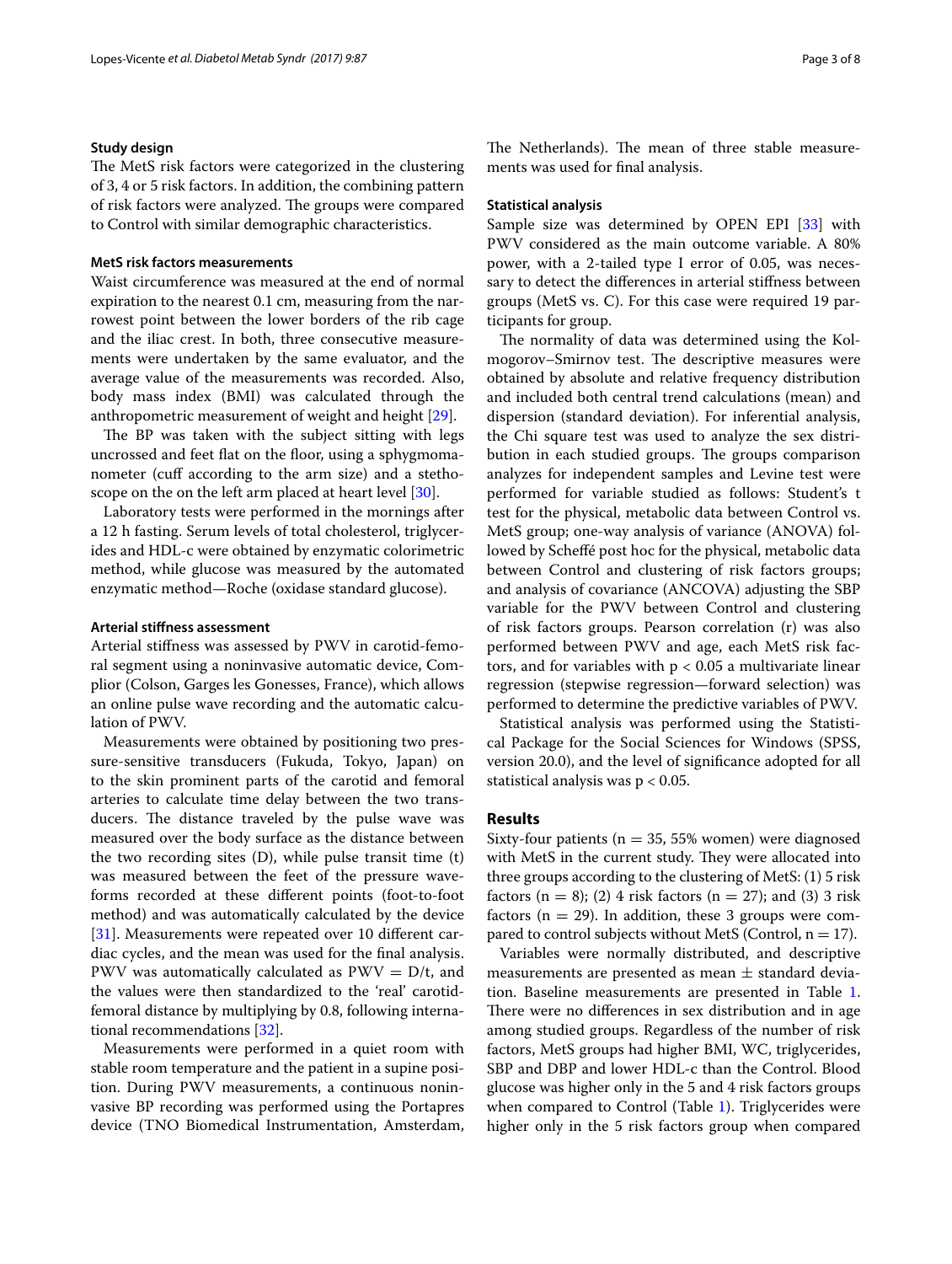### Study design

The MetS risk factors were categorized in the clustering of 3, 4 or 5 risk factors. In addition, the combining pattern of risk factors were analyzed. The groups were compared to Control with similar demographic characteristics.

#### MetS risk factors measurements

Waist circumference was measured at the end of normal expiration to the nearest 0.1 cm, measuring from the narrowest point between the lower borders of the rib cage and the iliac crest. In both, three consecutive measurements were undertaken by the same evaluator, and the average value of the measurements was recorded. Also, body mass index (BMI) was calculated through the anthropometric measurement of weight and height [29].

The BP was taken with the subject sitting with legs uncrossed and feet flat on the floor, using a sphygmomanometer (cuff according to the arm size) and a stethoscope on the on the left arm placed at heart level [30].

Laboratory tests were performed in the mornings after a 12 h fasting. Serum levels of total cholesterol, triglycerides and HDL-c were obtained by enzymatic colorimetric method, while glucose was measured by the automated enzymatic method—Roche (oxidase standard glucose).

#### Arterial stiffness assessment

Arterial stiffness was assessed by PWV in carotid-femoral segment using a noninvasive automatic device, Complior (Colson, Garges les Gonesses, France), which allows an online pulse wave recording and the automatic calculation of PWV.

Measurements were obtained by positioning two pressure-sensitive transducers (Fukuda, Tokyo, Japan) on to the skin prominent parts of the carotid and femoral arteries to calculate time delay between the two transducers. The distance traveled by the pulse wave was measured over the body surface as the distance between the two recording sites (D), while pulse transit time (t) was measured between the feet of the pressure waveforms recorded at these different points (foot-to-foot method) and was automatically calculated by the device [31]. Measurements were repeated over 10 different cardiac cycles, and the mean was used for the final analysis. PWV was automatically calculated as $PWV = D/t$, and the values were then standardized to the 'real' carotid-femoral distance by multiplying by 0.8, following international recommendations [32].

Measurements were performed in a quiet room with stable room temperature and the patient in a supine position. During PWV measurements, a continuous noninvasive BP recording was performed using the Portapres device (TNO Biomedical Instrumentation, Amsterdam, The Netherlands). The mean of three stable measurements was used for final analysis.

#### Statistical analysis

Sample size was determined by OPEN EPI [33] with PWV considered as the main outcome variable. A 80% power, with a 2-tailed type I error of 0.05, was necessary to detect the differences in arterial stiffness between groups (MetS vs. C). For this case were required 19 participants for group.

The normality of data was determined using the Kolmogorov–Smirnov test. The descriptive measures were obtained by absolute and relative frequency distribution and included both central trend calculations (mean) and dispersion (standard deviation). For inferential analysis, the Chi square test was used to analyze the sex distribution in each studied groups. The groups comparison analyzes for independent samples and Levine test were performed for variable studied as follows: Student's t test for the physical, metabolic data between Control vs. MetS group; one-way analysis of variance (ANOVA) followed by Scheffé post hoc for the physical, metabolic data between Control and clustering of risk factors groups; and analysis of covariance (ANCOVA) adjusting the SBP variable for the PWV between Control and clustering of risk factors groups. Pearson correlation (r) was also performed between PWV and age, each MetS risk factors, and for variables with $p < 0.05$ a multivariate linear regression (stepwise regression—forward selection) was performed to determine the predictive variables of PWV.

Statistical analysis was performed using the Statistical Package for the Social Sciences for Windows (SPSS, version 20.0), and the level of significance adopted for all statistical analysis was $p < 0.05$.

## Results

Sixty-four patients ($n = 35$, 55% women) were diagnosed with MetS in the current study. They were allocated into three groups according to the clustering of MetS: (1) 5 risk factors ($n = 8$); (2) 4 risk factors ($n = 27$); and (3) 3 risk factors ($n = 29$). In addition, these 3 groups were compared to control subjects without MetS (Control, $n = 17$).

Variables were normally distributed, and descriptive measurements are presented as mean ± standard deviation. Baseline measurements are presented in Table 1. There were no differences in sex distribution and in age among studied groups. Regardless of the number of risk factors, MetS groups had higher BMI, WC, triglycerides, SBP and DBP and lower HDL-c than the Control. Blood glucose was higher only in the 5 and 4 risk factors groups when compared to Control (Table 1). Triglycerides were higher only in the 5 risk factors group when compared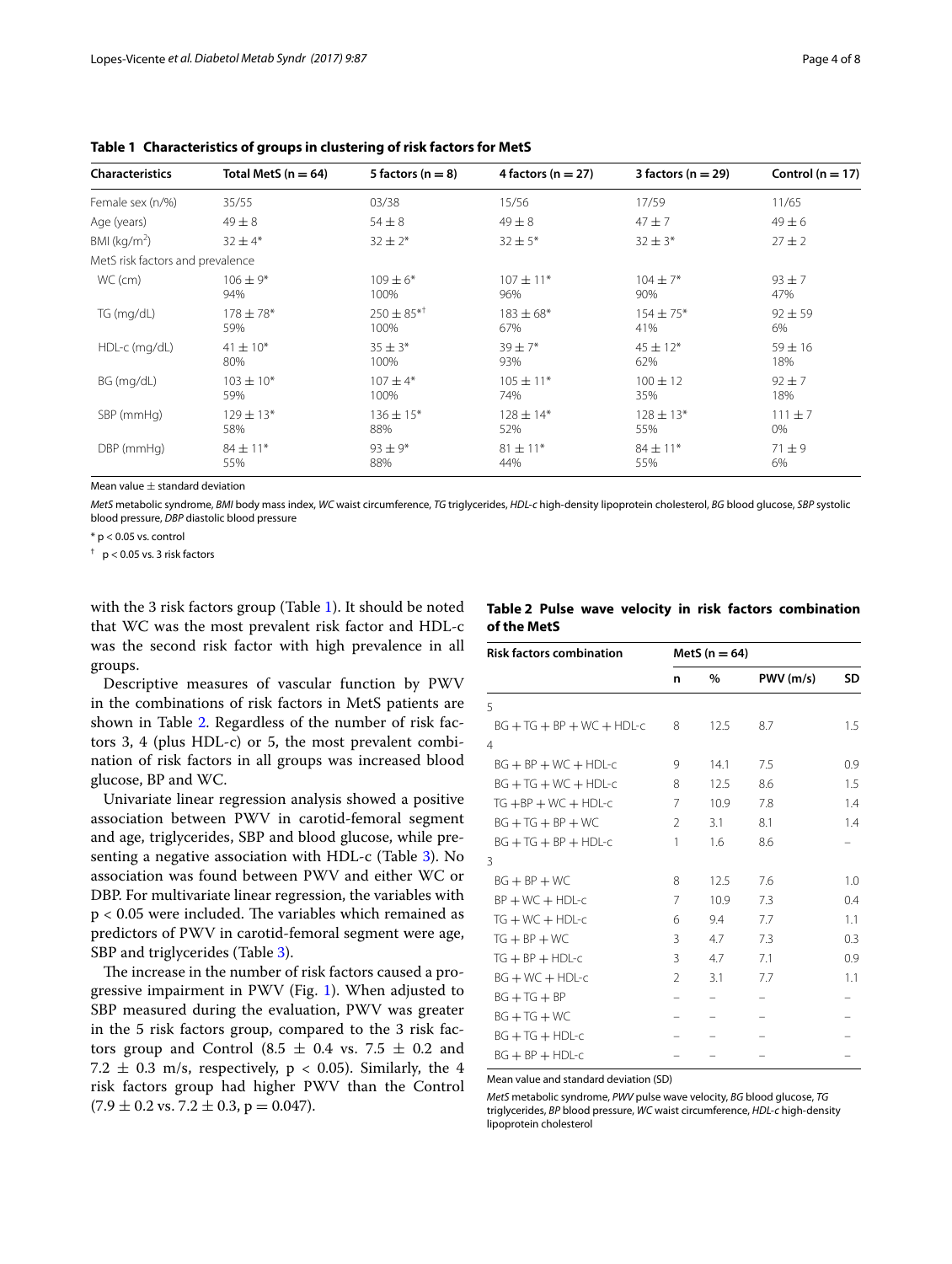**Table 1 Characteristics of groups in clustering of risk factors for MetS**

| Characteristics | Total MetS (n = 64) | 5 factors (n = 8) | 4 factors (n = 27) | 3 factors (n = 29) | Control (n = 17) |
|---|---|---|---|---|---|
| Female sex (n/%) | 35/55 | 03/38 | 15/56 | 17/59 | 11/65 |
| Age (years) | 49 ± 8 | 54 ± 8 | 49 ± 8 | 47 ± 7 | 49 ± 6 |
| BMI (kg/m$^2$) | 32 ± 4* | 32 ± 2* | 32 ± 5* | 32 ± 3* | 27 ± 2 |
| MetS risk factors and prevalence | | | | | |
| WC (cm) | 106 ± 9*<br>94% | 109 ± 6*<br>100% | 107 ± 11*<br>96% | 104 ± 7*<br>90% | 93 ± 7<br>47% |
| TG (mg/dL) | 178 ± 78*<br>59% | 250 ± 85*†<br>100% | 183 ± 68*<br>67% | 154 ± 75*<br>41% | 92 ± 59<br>6% |
| HDL-c (mg/dL) | 41 ± 10*<br>80% | 35 ± 3*<br>100% | 39 ± 7*<br>93% | 45 ± 12*<br>62% | 59 ± 16<br>18% |
| BG (mg/dL) | 103 ± 10*<br>59% | 107 ± 4*<br>100% | 105 ± 11*<br>74% | 100 ± 12<br>35% | 92 ± 7<br>18% |
| SBP (mmHg) | 129 ± 13*<br>58% | 136 ± 15*<br>88% | 128 ± 14*<br>52% | 128 ± 13*<br>55% | 111 ± 7<br>0% |
| DBP (mmHg) | 84 ± 11*<br>55% | 93 ± 9*<br>88% | 81 ± 11*<br>44% | 84 ± 11*<br>55% | 71 ± 9<br>6% |

Mean value ± standard deviation

*MetS* metabolic syndrome, *BMI* body mass index, *WC* waist circumference, *TG* triglycerides, *HDL-c* high-density lipoprotein cholesterol, *BG* blood glucose, *SBP* systolic blood pressure, *DBP* diastolic blood pressure

* $p < 0.05$ vs. control

† $p < 0.05$ vs. 3 risk factors

with the 3 risk factors group (Table 1). It should be noted that WC was the most prevalent risk factor and HDL-c was the second risk factor with high prevalence in all groups.

Descriptive measures of vascular function by PWV in the combinations of risk factors in MetS patients are shown in Table 2. Regardless of the number of risk factors 3, 4 (plus HDL-c) or 5, the most prevalent combination of risk factors in all groups was increased blood glucose, BP and WC.

Univariate linear regression analysis showed a positive association between PWV in carotid-femoral segment and age, triglycerides, SBP and blood glucose, while presenting a negative association with HDL-c (Table 3). No association was found between PWV and either WC or DBP. For multivariate linear regression, the variables with $p < 0.05$ were included. The variables which remained as predictors of PWV in carotid-femoral segment were age, SBP and triglycerides (Table 3).

The increase in the number of risk factors caused a progressive impairment in PWV (Fig. 1). When adjusted to SBP measured during the evaluation, PWV was greater in the 5 risk factors group, compared to the 3 risk factors group and Control (8.5 ± 0.4 vs. 7.5 ± 0.2 and 7.2 ± 0.3 m/s, respectively, $p < 0.05$). Similarly, the 4 risk factors group had higher PWV than the Control (7.9 ± 0.2 vs. 7.2 ± 0.3, $p = 0.047$).

**Table 2 Pulse wave velocity in risk factors combination of the MetS**

| Risk factors combination | MetS (n = 64) | | | |
|---|---|---|---|---|
| | n | % | PWV (m/s) | SD |
| 5 | | | | |
| BG + TG + BP + WC + HDL-c | 8 | 12.5 | 8.7 | 1.5 |
| 4 | | | | |
| BG + BP + WC + HDL-c | 9 | 14.1 | 7.5 | 0.9 |
| BG + TG + WC + HDL-c | 8 | 12.5 | 8.6 | 1.5 |
| TG + BP + WC + HDL-c | 7 | 10.9 | 7.8 | 1.4 |
| BG + TG + BP + WC | 2 | 3.1 | 8.1 | 1.4 |
| BG + TG + BP + HDL-c | 1 | 1.6 | 8.6 | – |
| 3 | | | | |
| BG + BP + WC | 8 | 12.5 | 7.6 | 1.0 |
| BP + WC + HDL-c | 7 | 10.9 | 7.3 | 0.4 |
| TG + WC + HDL-c | 6 | 9.4 | 7.7 | 1.1 |
| TG + BP + WC | 3 | 4.7 | 7.3 | 0.3 |
| TG + BP + HDL-c | 3 | 4.7 | 7.1 | 0.9 |
| BG + WC + HDL-c | 2 | 3.1 | 7.7 | 1.1 |
| BG + TG + BP | – | – | – | – |
| BG + TG + WC | – | – | – | – |
| BG + TG + HDL-c | – | – | – | – |
| BG + BP + HDL-c | – | – | – | – |

Mean value and standard deviation (SD)

*MetS* metabolic syndrome, *PWV* pulse wave velocity, *BG* blood glucose, *TG* triglycerides, *BP* blood pressure, *WC* waist circumference, *HDL-c* high-density lipoprotein cholesterol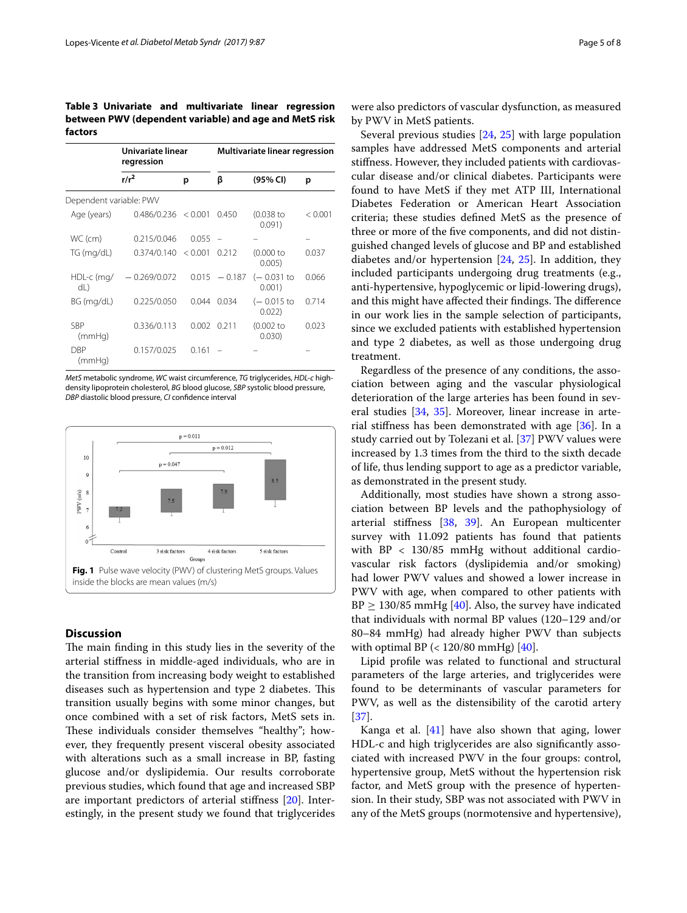**Table 3 Univariate and multivariate linear regression between PWV (dependent variable) and age and MetS risk factors**

| | Univariate linear regression | | Multivariate linear regression | | |
|---|---|---|---|---|---|
| | r/r[2] | p | β | (95% CI) | p |
| Dependent variable: PWV | | | | | |
| Age (years) | 0.486/0.236 | < 0.001 | 0.450 | (0.038 to 0.091) | < 0.001 |
| WC (cm) | 0.215/0.046 | 0.055 | – | – | – |
| TG (mg/dL) | 0.374/0.140 | < 0.001 | 0.212 | (0.000 to 0.005) | 0.037 |
| HDL-c (mg/dL) | − 0.269/0.072 | 0.015 | − 0.187 | (− 0.031 to 0.001) | 0.066 |
| BG (mg/dL) | 0.225/0.050 | 0.044 | 0.034 | (− 0.015 to 0.022) | 0.714 |
| SBP (mmHg) | 0.336/0.113 | 0.002 | 0.211 | (0.002 to 0.030) | 0.023 |
| DBP (mmHg) | 0.157/0.025 | 0.161 | – | – | – |

*MetS* metabolic syndrome, *WC* waist circumference, *TG* triglycerides, *HDL-c* high-density lipoprotein cholesterol, *BG* blood glucose, *SBP* systolic blood pressure, *DBP* diastolic blood pressure, *CI* confidence interval

**Fig. 1** Pulse wave velocity (PWV) of clustering MetS groups. Values inside the blocks are mean values (m/s)

## Discussion

The main finding in this study lies in the severity of the arterial stiffness in middle-aged individuals, who are in the transition from increasing body weight to established diseases such as hypertension and type 2 diabetes. This transition usually begins with some minor changes, but once combined with a set of risk factors, MetS sets in. These individuals consider themselves "healthy"; however, they frequently present visceral obesity associated with alterations such as a small increase in BP, fasting glucose and/or dyslipidemia. Our results corroborate previous studies, which found that age and increased SBP are important predictors of arterial stiffness [20]. Interestingly, in the present study we found that triglycerides were also predictors of vascular dysfunction, as measured by PWV in MetS patients.

Several previous studies [24, 25] with large population samples have addressed MetS components and arterial stiffness. However, they included patients with cardiovascular disease and/or clinical diabetes. Participants were found to have MetS if they met ATP III, International Diabetes Federation or American Heart Association criteria; these studies defined MetS as the presence of three or more of the five components, and did not distinguished changed levels of glucose and BP and established diabetes and/or hypertension [24, 25]. In addition, they included participants undergoing drug treatments (e.g., anti-hypertensive, hypoglycemic or lipid-lowering drugs), and this might have affected their findings. The difference in our work lies in the sample selection of participants, since we excluded patients with established hypertension and type 2 diabetes, as well as those undergoing drug treatment.

Regardless of the presence of any conditions, the association between aging and the vascular physiological deterioration of the large arteries has been found in several studies [34, 35]. Moreover, linear increase in arterial stiffness has been demonstrated with age [36]. In a study carried out by Tolezani et al. [37] PWV values were increased by 1.3 times from the third to the sixth decade of life, thus lending support to age as a predictor variable, as demonstrated in the present study.

Additionally, most studies have shown a strong association between BP levels and the pathophysiology of arterial stiffness [38, 39]. An European multicenter survey with 11.092 patients has found that patients with BP < 130/85 mmHg without additional cardiovascular risk factors (dyslipidemia and/or smoking) had lower PWV values and showed a lower increase in PWV with age, when compared to other patients with BP ≥ 130/85 mmHg [40]. Also, the survey have indicated that individuals with normal BP values (120–129 and/or 80–84 mmHg) had already higher PWV than subjects with optimal BP (< 120/80 mmHg) [40].

Lipid profile was related to functional and structural parameters of the large arteries, and triglycerides were found to be determinants of vascular parameters for PWV, as well as the distensibility of the carotid artery [37].

Kanga et al. [41] have also shown that aging, lower HDL-c and high triglycerides are also significantly associated with increased PWV in the four groups: control, hypertensive group, MetS without the hypertension risk factor, and MetS group with the presence of hypertension. In their study, SBP was not associated with PWV in any of the MetS groups (normotensive and hypertensive),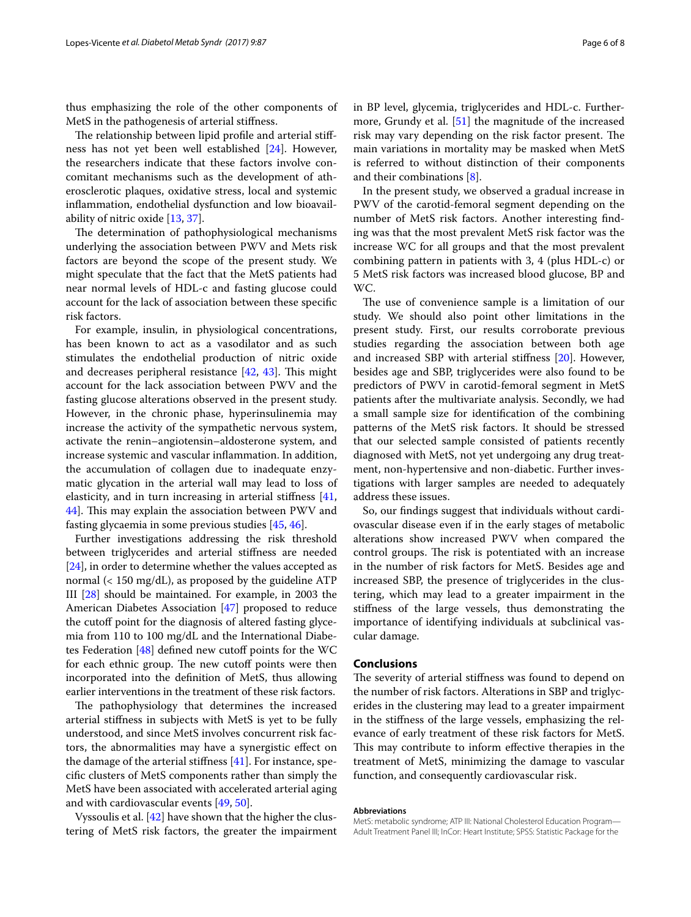thus emphasizing the role of the other components of MetS in the pathogenesis of arterial stiffness.

The relationship between lipid profile and arterial stiffness has not yet been well established [24]. However, the researchers indicate that these factors involve concomitant mechanisms such as the development of atherosclerotic plaques, oxidative stress, local and systemic inflammation, endothelial dysfunction and low bioavailability of nitric oxide [13, 37].

The determination of pathophysiological mechanisms underlying the association between PWV and Mets risk factors are beyond the scope of the present study. We might speculate that the fact that the MetS patients had near normal levels of HDL-c and fasting glucose could account for the lack of association between these specific risk factors.

For example, insulin, in physiological concentrations, has been known to act as a vasodilator and as such stimulates the endothelial production of nitric oxide and decreases peripheral resistance [42, 43]. This might account for the lack association between PWV and the fasting glucose alterations observed in the present study. However, in the chronic phase, hyperinsulinemia may increase the activity of the sympathetic nervous system, activate the renin–angiotensin–aldosterone system, and increase systemic and vascular inflammation. In addition, the accumulation of collagen due to inadequate enzymatic glycation in the arterial wall may lead to loss of elasticity, and in turn increasing in arterial stiffness [41, 44]. This may explain the association between PWV and fasting glycaemia in some previous studies [45, 46].

Further investigations addressing the risk threshold between triglycerides and arterial stiffness are needed [24], in order to determine whether the values accepted as normal (< 150 mg/dL), as proposed by the guideline ATP III [28] should be maintained. For example, in 2003 the American Diabetes Association [47] proposed to reduce the cutoff point for the diagnosis of altered fasting glycemia from 110 to 100 mg/dL and the International Diabetes Federation [48] defined new cutoff points for the WC for each ethnic group. The new cutoff points were then incorporated into the definition of MetS, thus allowing earlier interventions in the treatment of these risk factors.

The pathophysiology that determines the increased arterial stiffness in subjects with MetS is yet to be fully understood, and since MetS involves concurrent risk factors, the abnormalities may have a synergistic effect on the damage of the arterial stiffness [41]. For instance, specific clusters of MetS components rather than simply the MetS have been associated with accelerated arterial aging and with cardiovascular events [49, 50].

Vyssoulis et al. [42] have shown that the higher the clustering of MetS risk factors, the greater the impairment in BP level, glycemia, triglycerides and HDL-c. Furthermore, Grundy et al. [51] the magnitude of the increased risk may vary depending on the risk factor present. The main variations in mortality may be masked when MetS is referred to without distinction of their components and their combinations [8].

In the present study, we observed a gradual increase in PWV of the carotid-femoral segment depending on the number of MetS risk factors. Another interesting finding was that the most prevalent MetS risk factor was the increase WC for all groups and that the most prevalent combining pattern in patients with 3, 4 (plus HDL-c) or 5 MetS risk factors was increased blood glucose, BP and WC.

The use of convenience sample is a limitation of our study. We should also point other limitations in the present study. First, our results corroborate previous studies regarding the association between both age and increased SBP with arterial stiffness [20]. However, besides age and SBP, triglycerides were also found to be predictors of PWV in carotid-femoral segment in MetS patients after the multivariate analysis. Secondly, we had a small sample size for identification of the combining patterns of the MetS risk factors. It should be stressed that our selected sample consisted of patients recently diagnosed with MetS, not yet undergoing any drug treatment, non-hypertensive and non-diabetic. Further investigations with larger samples are needed to adequately address these issues.

So, our findings suggest that individuals without cardiovascular disease even if in the early stages of metabolic alterations show increased PWV when compared the control groups. The risk is potentiated with an increase in the number of risk factors for MetS. Besides age and increased SBP, the presence of triglycerides in the clustering, which may lead to a greater impairment in the stiffness of the large vessels, thus demonstrating the importance of identifying individuals at subclinical vascular damage.

## Conclusions

The severity of arterial stiffness was found to depend on the number of risk factors. Alterations in SBP and triglycerides in the clustering may lead to a greater impairment in the stiffness of the large vessels, emphasizing the relevance of early treatment of these risk factors for MetS. This may contribute to inform effective therapies in the treatment of MetS, minimizing the damage to vascular function, and consequently cardiovascular risk.

#### Abbreviations

MetS: metabolic syndrome; ATP III: National Cholesterol Education Program—Adult Treatment Panel III; InCor: Heart Institute; SPSS: Statistic Package for the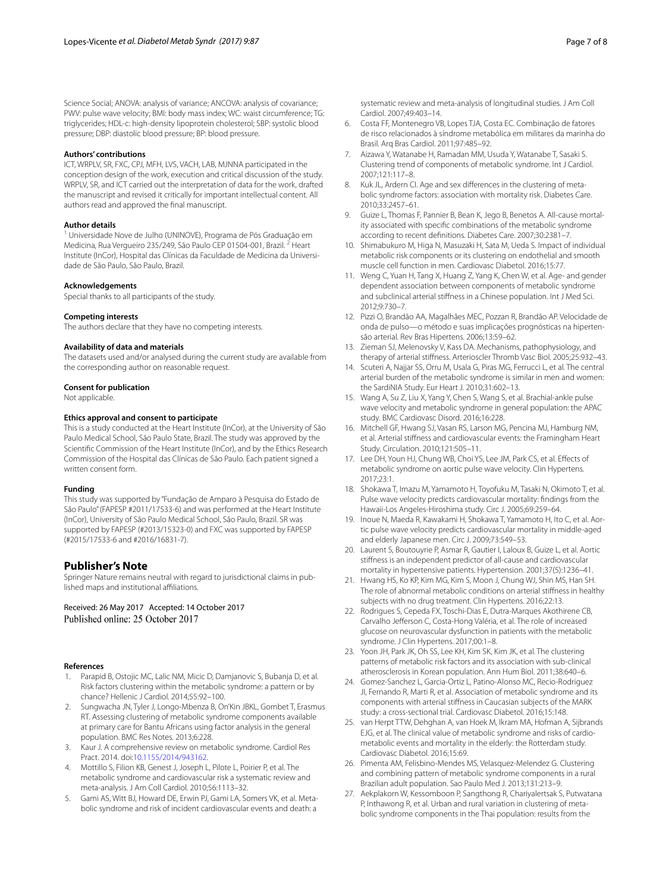Science Social; ANOVA: analysis of variance; ANCOVA: analysis of covariance; PWV: pulse wave velocity; BMI: body mass index; WC: waist circumference; TG: triglycerides; HDL-c: high-density lipoprotein cholesterol; SBP: systolic blood pressure; DBP: diastolic blood pressure; BP: blood pressure.

#### Authors' contributions

ICT, WRPLV, SR, FXC, CPJ, MFH, LVS, VACH, LAB, MJNNA participated in the conception design of the work, execution and critical discussion of the study. WRPLV, SR, and ICT carried out the interpretation of data for the work, drafted the manuscript and revised it critically for important intellectual content. All authors read and approved the final manuscript.

#### Author details

[1] Universidade Nove de Julho (UNINOVE), Programa de Pós Graduação em Medicina, Rua Vergueiro 235/249, São Paulo CEP 01504-001, Brazil. [2] Heart Institute (InCor), Hospital das Clínicas da Faculdade de Medicina da Universidade de São Paulo, São Paulo, Brazil.

#### Acknowledgements

Special thanks to all participants of the study.

#### Competing interests

The authors declare that they have no competing interests.

#### Availability of data and materials

The datasets used and/or analysed during the current study are available from the corresponding author on reasonable request.

#### Consent for publication

Not applicable.

#### Ethics approval and consent to participate

This is a study conducted at the Heart Institute (InCor), at the University of São Paulo Medical School, São Paulo State, Brazil. The study was approved by the Scientific Commission of the Heart Institute (InCor), and by the Ethics Research Commission of the Hospital das Clínicas de São Paulo. Each patient signed a written consent form.

#### Funding

This study was supported by "Fundação de Amparo à Pesquisa do Estado de São Paulo" (FAPESP #2011/17533-6) and was performed at the Heart Institute (InCor), University of São Paulo Medical School, São Paulo, Brazil. SR was supported by FAPESP (#2013/15323-0) and FXC was supported by FAPESP (#2015/17533-6 and #2016/16831-7).

## Publisher's Note

Springer Nature remains neutral with regard to jurisdictional claims in published maps and institutional affiliations.

Received: 26 May 2017 Accepted: 14 October 2017
Published online: 25 October 2017

#### References

1. Parapid B, Ostojic MC, Lalic NM, Micic D, Damjanovic S, Bubanja D, et al. Risk factors clustering within the metabolic syndrome: a pattern or by chance? Hellenic J Cardiol. 2014;55:92–100.
2. Sungwacha JN, Tyler J, Longo-Mbenza B, On'Kin JBKL, Gombet T, Erasmus RT. Assessing clustering of metabolic syndrome components available at primary care for Bantu Africans using factor analysis in the general population. BMC Res Notes. 2013;6:228.
3. Kaur J. A comprehensive review on metabolic syndrome. Cardiol Res Pract. 2014. doi:10.1155/2014/943162.
4. Mottillo S, Filion KB, Genest J, Joseph L, Pilote L, Poirier P, et al. The metabolic syndrome and cardiovascular risk a systematic review and meta-analysis. J Am Coll Cardiol. 2010;56:1113–32.
5. Gami AS, Witt BJ, Howard DE, Erwin PJ, Gami LA, Somers VK, et al. Metabolic syndrome and risk of incident cardiovascular events and death: a systematic review and meta-analysis of longitudinal studies. J Am Coll Cardiol. 2007;49:403–14.
6. Costa FF, Montenegro VB, Lopes TJA, Costa EC. Combinação de fatores de risco relacionados à síndrome metabólica em militares da marinha do Brasil. Arq Bras Cardiol. 2011;97:485–92.
7. Aizawa Y, Watanabe H, Ramadan MM, Usuda Y, Watanabe T, Sasaki S. Clustering trend of components of metabolic syndrome. Int J Cardiol. 2007;121:117–8.
8. Kuk JL, Ardern CI. Age and sex differences in the clustering of metabolic syndrome factors: association with mortality risk. Diabetes Care. 2010;33:2457–61.
9. Guize L, Thomas F, Pannier B, Bean K, Jego B, Benetos A. All-cause mortality associated with specific combinations of the metabolic syndrome according to recent definitions. Diabetes Care. 2007;30:2381–7.
10. Shimabukuro M, Higa N, Masuzaki H, Sata M, Ueda S. Impact of individual metabolic risk components or its clustering on endothelial and smooth muscle cell function in men. Cardiovasc Diabetol. 2016;15:77.
11. Weng C, Yuan H, Tang X, Huang Z, Yang K, Chen W, et al. Age- and gender dependent association between components of metabolic syndrome and subclinical arterial stiffness in a Chinese population. Int J Med Sci. 2012;9:730–7.
12. Pizzi O, Brandão AA, Magalhães MEC, Pozzan R, Brandão AP. Velocidade de onda de pulso—o método e suas implicações prognósticas na hipertensão arterial. Rev Bras Hipertens. 2006;13:59–62.
13. Zieman SJ, Melenovsky V, Kass DA. Mechanisms, pathophysiology, and therapy of arterial stiffness. Arterioscler Thromb Vasc Biol. 2005;25:932–43.
14. Scuteri A, Najjar SS, Orru M, Usala G, Piras MG, Ferrucci L, et al. The central arterial burden of the metabolic syndrome is similar in men and women: the SardiNIA Study. Eur Heart J. 2010;31:602–13.
15. Wang A, Su Z, Liu X, Yang Y, Chen S, Wang S, et al. Brachial-ankle pulse wave velocity and metabolic syndrome in general population: the APAC study. BMC Cardiovasc Disord. 2016;16:228.
16. Mitchell GF, Hwang SJ, Vasan RS, Larson MG, Pencina MJ, Hamburg NM, et al. Arterial stiffness and cardiovascular events: the Framingham Heart Study. Circulation. 2010;121:505–11.
17. Lee DH, Youn HJ, Chung WB, Choi YS, Lee JM, Park CS, et al. Effects of metabolic syndrome on aortic pulse wave velocity. Clin Hypertens. 2017;23:1.
18. Shokawa T, Imazu M, Yamamoto H, Toyofuku M, Tasaki N, Okimoto T, et al. Pulse wave velocity predicts cardiovascular mortality: findings from the Hawaii-Los Angeles-Hiroshima study. Circ J. 2005;69:259–64.
19. Inoue N, Maeda R, Kawakami H, Shokawa T, Yamamoto H, Ito C, et al. Aortic pulse wave velocity predicts cardiovascular mortality in middle-aged and elderly Japanese men. Circ J. 2009;73:549–53.
20. Laurent S, Boutouyrie P, Asmar R, Gautier I, Laloux B, Guize L, et al. Aortic stiffness is an independent predictor of all-cause and cardiovascular mortality in hypertensive patients. Hypertension. 2001;37(5):1236–41.
21. Hwang HS, Ko KP, Kim MG, Kim S, Moon J, Chung WJ, Shin MS, Han SH. The role of abnormal metabolic conditions on arterial stiffness in healthy subjects with no drug treatment. Clin Hypertens. 2016;22:13.
22. Rodrigues S, Cepeda FX, Toschi-Dias E, Dutra-Marques Akothirene CB, Carvalho Jefferson C, Costa-Hong Valéria, et al. The role of increased glucose on neurovascular dysfunction in patients with the metabolic syndrome. J Clin Hypertens. 2017;00:1–8.
23. Yoon JH, Park JK, Oh SS, Lee KH, Kim SK, Kim JK, et al. The clustering patterns of metabolic risk factors and its association with sub-clinical atherosclerosis in Korean population. Ann Hum Biol. 2011;38:640–6.
24. Gomez-Sanchez L, Garcia-Ortiz L, Patino-Alonso MC, Recio-Rodriguez JI, Fernando R, Marti R, et al. Association of metabolic syndrome and its components with arterial stiffness in Caucasian subjects of the MARK study: a cross-sectional trial. Cardiovasc Diabetol. 2016;15:148.
25. van Herpt TTW, Dehghan A, van Hoek M, Ikram MA, Hofman A, Sijbrands EJG, et al. The clinical value of metabolic syndrome and risks of cardiometabolic events and mortality in the elderly: the Rotterdam study. Cardiovasc Diabetol. 2016;15:69.
26. Pimenta AM, Felisbino-Mendes MS, Velasquez-Melendez G. Clustering and combining pattern of metabolic syndrome components in a rural Brazilian adult population. Sao Paulo Med J. 2013;131:213–9.
27. Aekplakorn W, Kessomboon P, Sangthong R, Chariyalertsak S, Putwatana P, Inthawong R, et al. Urban and rural variation in clustering of metabolic syndrome components in the Thai population: results from the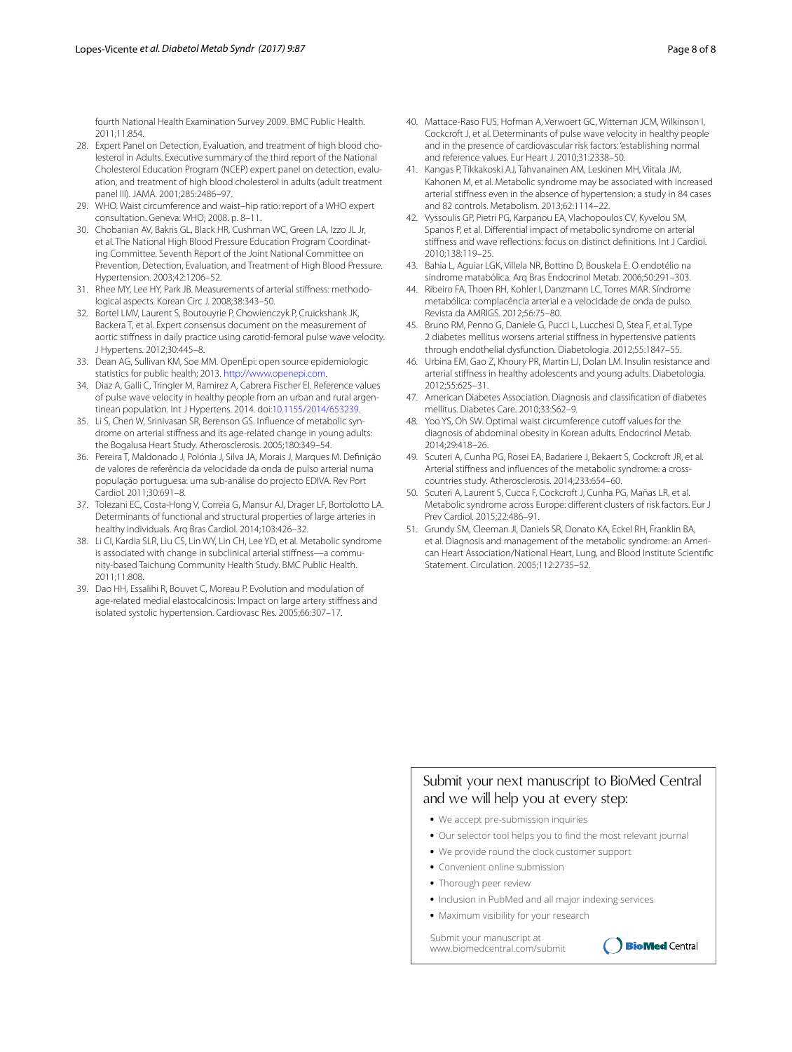fourth National Health Examination Survey 2009. BMC Public Health. 2011;11:854.

28. Expert Panel on Detection, Evaluation, and treatment of high blood cholesterol in Adults. Executive summary of the third report of the National Cholesterol Education Program (NCEP) expert panel on detection, evaluation, and treatment of high blood cholesterol in adults (adult treatment panel III). JAMA. 2001;285:2486–97.
29. WHO. Waist circumference and waist–hip ratio: report of a WHO expert consultation. Geneva: WHO; 2008. p. 8–11.
30. Chobanian AV, Bakris GL, Black HR, Cushman WC, Green LA, Izzo JL Jr, et al. The National High Blood Pressure Education Program Coordinating Committee. Seventh Report of the Joint National Committee on Prevention, Detection, Evaluation, and Treatment of High Blood Pressure. Hypertension. 2003;42:1206–52.
31. Rhee MY, Lee HY, Park JB. Measurements of arterial stiffness: methodological aspects. Korean Circ J. 2008;38:343–50.
32. Bortel LMV, Laurent S, Boutouyrie P, Chowienczyk P, Cruickshank JK, Backera T, et al. Expert consensus document on the measurement of aortic stiffness in daily practice using carotid-femoral pulse wave velocity. J Hypertens. 2012;30:445–8.
33. Dean AG, Sullivan KM, Soe MM. OpenEpi: open source epidemiologic statistics for public health; 2013. http://www.openepi.com.
34. Diaz A, Galli C, Tringler M, Ramirez A, Cabrera Fischer EI. Reference values of pulse wave velocity in healthy people from an urban and rural argentinean population. Int J Hypertens. 2014. doi:10.1155/2014/653239.
35. Li S, Chen W, Srinivasan SR, Berenson GS. Influence of metabolic syndrome on arterial stiffness and its age-related change in young adults: the Bogalusa Heart Study. Atherosclerosis. 2005;180:349–54.
36. Pereira T, Maldonado J, Polónia J, Silva JA, Morais J, Marques M. Definição de valores de referência da velocidade da onda de pulso arterial numa população portuguesa: uma sub-análise do projecto EDIVA. Rev Port Cardiol. 2011;30:691–8.
37. Tolezani EC, Costa-Hong V, Correia G, Mansur AJ, Drager LF, Bortolotto LA. Determinants of functional and structural properties of large arteries in healthy individuals. Arq Bras Cardiol. 2014;103:426–32.
38. Li CI, Kardia SLR, Liu CS, Lin WY, Lin CH, Lee YD, et al. Metabolic syndrome is associated with change in subclinical arterial stiffness—a community-based Taichung Community Health Study. BMC Public Health. 2011;11:808.
39. Dao HH, Essalihi R, Bouvet C, Moreau P. Evolution and modulation of age-related medial elastocalcinosis: Impact on large artery stiffness and isolated systolic hypertension. Cardiovasc Res. 2005;66:307–17.
40. Mattace-Raso FUS, Hofman A, Verwoert GC, Witteman JCM, Wilkinson I, Cockcroft J, et al. Determinants of pulse wave velocity in healthy people and in the presence of cardiovascular risk factors: 'establishing normal and reference values. Eur Heart J. 2010;31:2338–50.
41. Kangas P, Tikkakoski AJ, Tahvanainen AM, Leskinen MH, Viitala JM, Kahonen M, et al. Metabolic syndrome may be associated with increased arterial stiffness even in the absence of hypertension: a study in 84 cases and 82 controls. Metabolism. 2013;62:1114–22.
42. Vyssoulis GP, Pietri PG, Karpanou EA, Vlachopoulos CV, Kyvelou SM, Spanos P, et al. Differential impact of metabolic syndrome on arterial stiffness and wave reflections: focus on distinct definitions. Int J Cardiol. 2010;138:119–25.
43. Bahia L, Aguiar LGK, Villela NR, Bottino D, Bouskela E. O endotélio na síndrome matabólica. Arq Bras Endocrinol Metab. 2006;50:291–303.
44. Ribeiro FA, Thoen RH, Kohler I, Danzmann LC, Torres MAR. Síndrome metabólica: complacência arterial e a velocidade de onda de pulso. Revista da AMRIGS. 2012;56:75–80.
45. Bruno RM, Penno G, Daniele G, Pucci L, Lucchesi D, Stea F, et al. Type 2 diabetes mellitus worsens arterial stiffness in hypertensive patients through endothelial dysfunction. Diabetologia. 2012;55:1847–55.
46. Urbina EM, Gao Z, Khoury PR, Martin LJ, Dolan LM. Insulin resistance and arterial stiffness in healthy adolescents and young adults. Diabetologia. 2012;55:625–31.
47. American Diabetes Association. Diagnosis and classification of diabetes mellitus. Diabetes Care. 2010;33:S62–9.
48. Yoo YS, Oh SW. Optimal waist circumference cutoff values for the diagnosis of abdominal obesity in Korean adults. Endocrinol Metab. 2014;29:418–26.
49. Scuteri A, Cunha PG, Rosei EA, Badariere J, Bekaert S, Cockcroft JR, et al. Arterial stiffness and influences of the metabolic syndrome: a cross-countries study. Atherosclerosis. 2014;233:654–60.
50. Scuteri A, Laurent S, Cucca F, Cockcroft J, Cunha PG, Mañas LR, et al. Metabolic syndrome across Europe: different clusters of risk factors. Eur J Prev Cardiol. 2015;22:486–91.
51. Grundy SM, Cleeman JI, Daniels SR, Donato KA, Eckel RH, Franklin BA, et al. Diagnosis and management of the metabolic syndrome: an American Heart Association/National Heart, Lung, and Blood Institute Scientific Statement. Circulation. 2005;112:2735–52.

Submit your next manuscript to BioMed Central and we will help you at every step:

- We accept pre-submission inquiries
- Our selector tool helps you to find the most relevant journal
- We provide round the clock customer support
- Convenient online submission
- Thorough peer review
- Inclusion in PubMed and all major indexing services
- Maximum visibility for your research

Submit your manuscript at www.biomedcentral.com/submit

BioMed Central